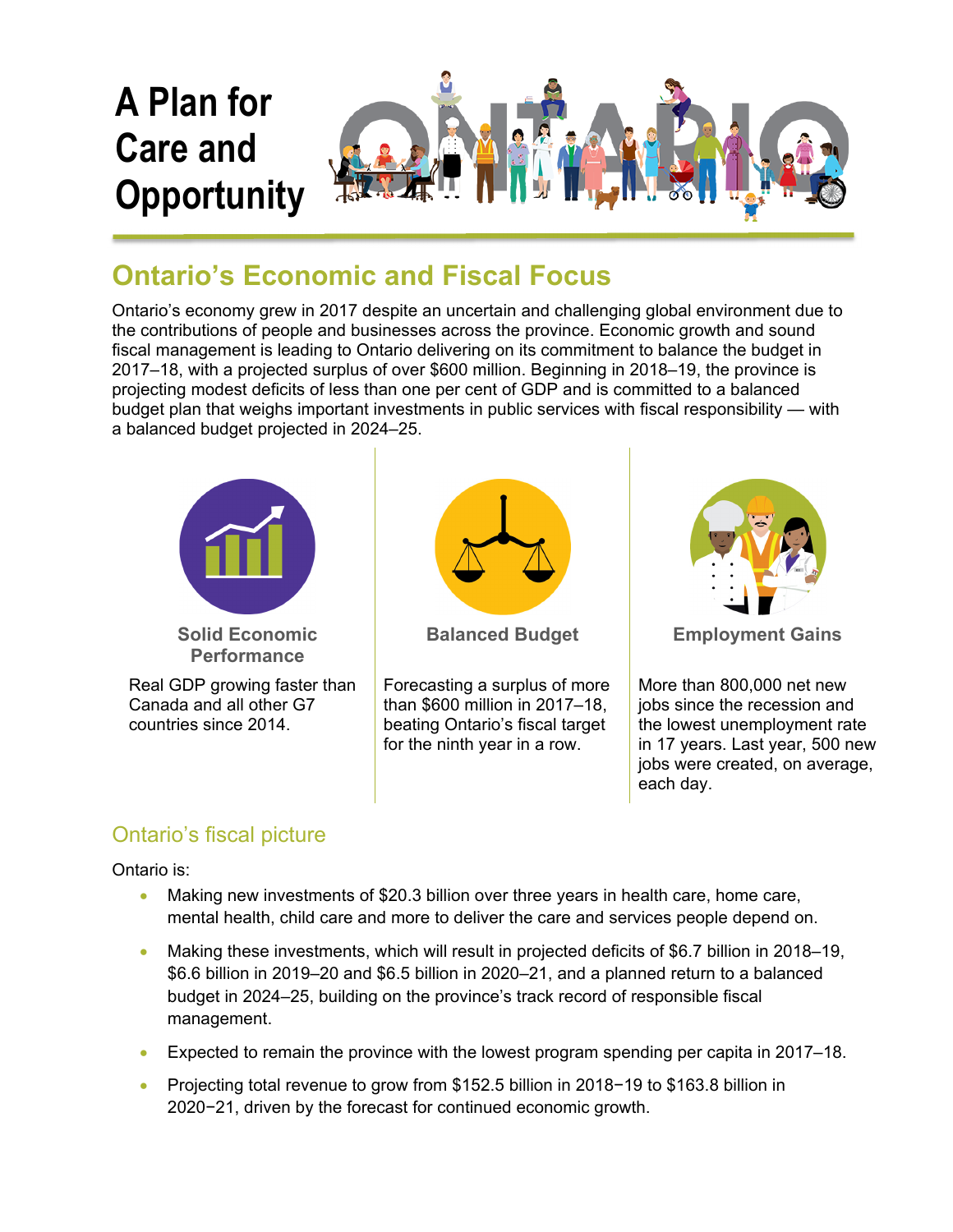# A Plan for Care and Opportunity

## Ontario's Economic and Fiscal Focus

Ontario's economy grew in 2017 despite an uncertain and challenging global environment due to the contributions of people and businesses across the province. Economic growth and sound fiscal management is leading to Ontario delivering on its commitment to balance the budget in 2017–18, with a projected surplus of over $600 million. Beginning in 2018–19, the province is projecting modest deficits of less than one per cent of GDP and is committed to a balanced budget plan that weighs important investments in public services with fiscal responsibility — with a balanced budget projected in 2024–25.

**Solid Economic Performance**

Real GDP growing faster than Canada and all other G7 countries since 2014.

**Balanced Budget**

Forecasting a surplus of more than $600 million in 2017–18, beating Ontario's fiscal target for the ninth year in a row.

**Employment Gains**

More than 800,000 net new jobs since the recession and the lowest unemployment rate in 17 years. Last year, 500 new jobs were created, on average, each day.

### Ontario's fiscal picture

Ontario is:

- Making new investments of $20.3 billion over three years in health care, home care, mental health, child care and more to deliver the care and services people depend on.
- Making these investments, which will result in projected deficits of $6.7 billion in 2018–19, $6.6 billion in 2019–20 and $6.5 billion in 2020–21, and a planned return to a balanced budget in 2024–25, building on the province's track record of responsible fiscal management.
- Expected to remain the province with the lowest program spending per capita in 2017–18.
- Projecting total revenue to grow from $152.5 billion in 2018−19 to $163.8 billion in 2020−21, driven by the forecast for continued economic growth.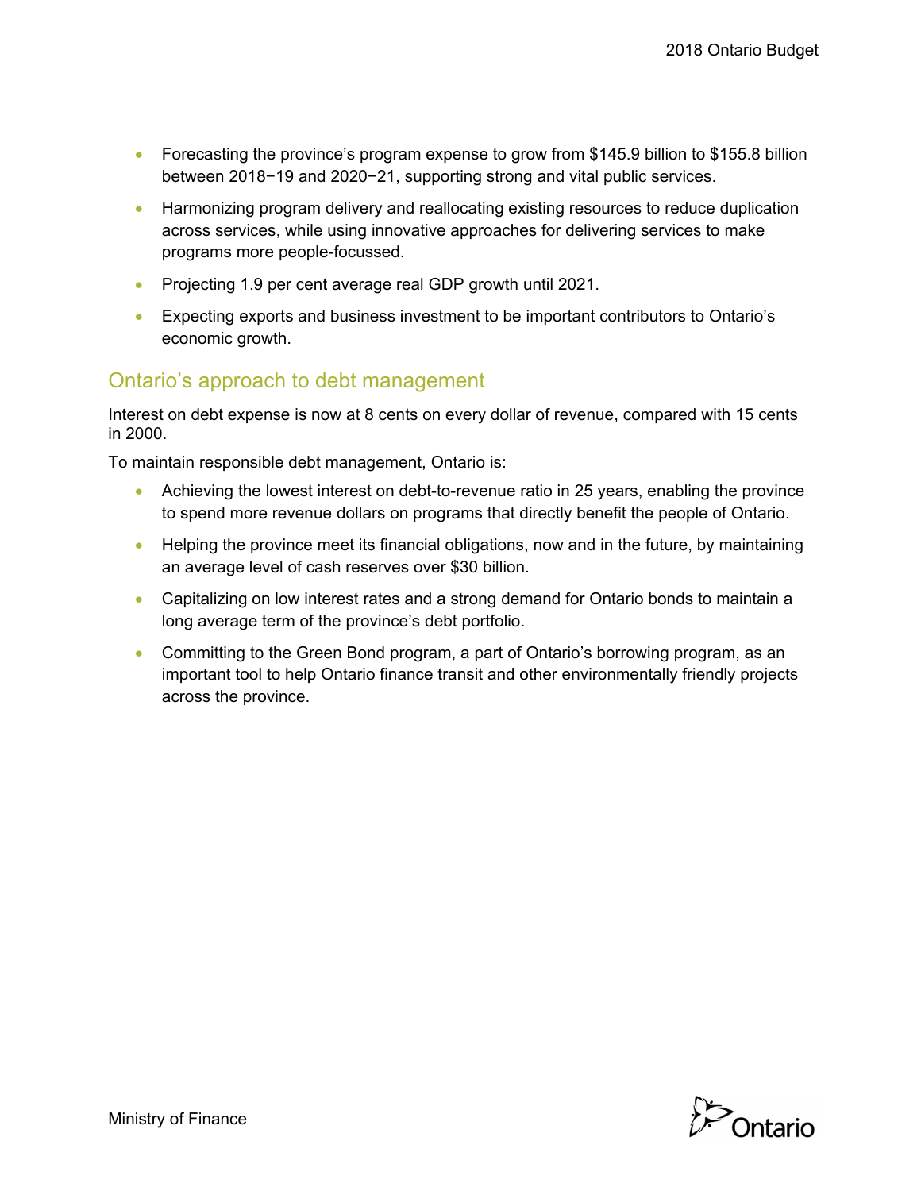- Forecasting the province's program expense to grow from $145.9 billion to $155.8 billion between 2018−19 and 2020−21, supporting strong and vital public services.
- Harmonizing program delivery and reallocating existing resources to reduce duplication across services, while using innovative approaches for delivering services to make programs more people-focussed.
- Projecting 1.9 per cent average real GDP growth until 2021.
- Expecting exports and business investment to be important contributors to Ontario's economic growth.

## Ontario's approach to debt management

Interest on debt expense is now at 8 cents on every dollar of revenue, compared with 15 cents in 2000.

To maintain responsible debt management, Ontario is:

- Achieving the lowest interest on debt-to-revenue ratio in 25 years, enabling the province to spend more revenue dollars on programs that directly benefit the people of Ontario.
- Helping the province meet its financial obligations, now and in the future, by maintaining an average level of cash reserves over $30 billion.
- Capitalizing on low interest rates and a strong demand for Ontario bonds to maintain a long average term of the province's debt portfolio.
- Committing to the Green Bond program, a part of Ontario's borrowing program, as an important tool to help Ontario finance transit and other environmentally friendly projects across the province.